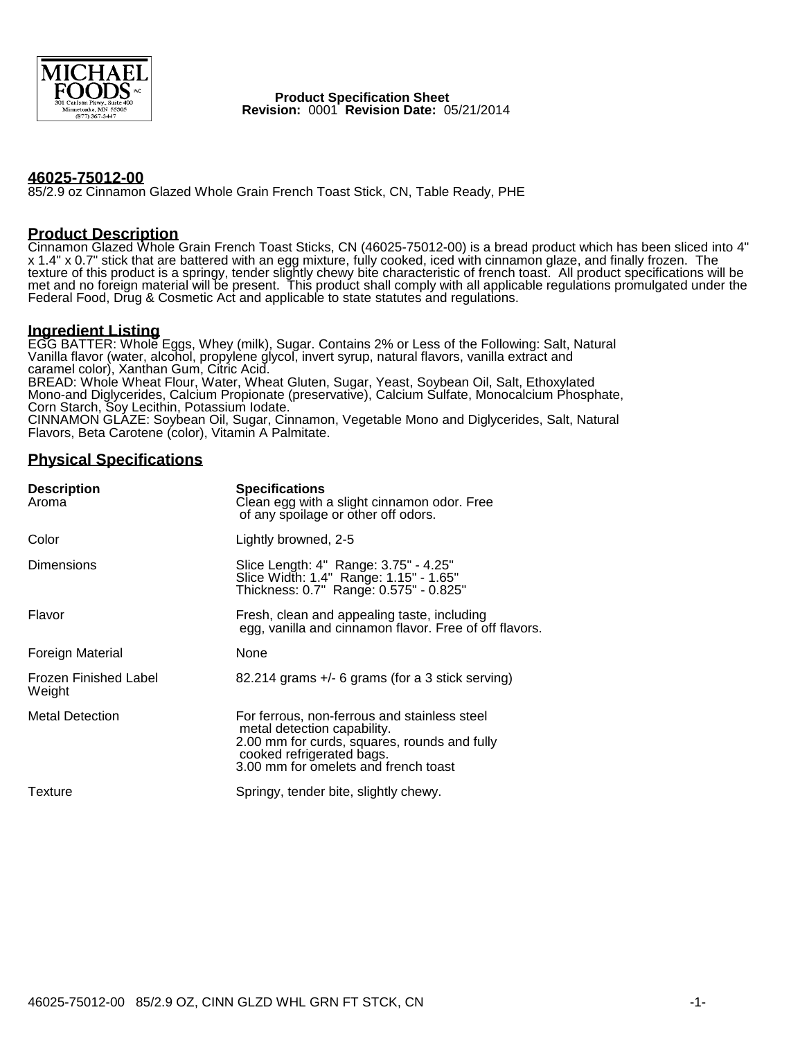**Product Specification Sheet**
**Revision:** 0001 **Revision Date:** 05/21/2014

## 46025-75012-00

85/2.9 oz Cinnamon Glazed Whole Grain French Toast Stick, CN, Table Ready, PHE

## Product Description

Cinnamon Glazed Whole Grain French Toast Sticks, CN (46025-75012-00) is a bread product which has been sliced into 4" x 1.4" x 0.7" stick that are battered with an egg mixture, fully cooked, iced with cinnamon glaze, and finally frozen. The texture of this product is a springy, tender slightly chewy bite characteristic of french toast. All product specifications will be met and no foreign material will be present. This product shall comply with all applicable regulations promulgated under the Federal Food, Drug & Cosmetic Act and applicable to state statutes and regulations.

## Ingredient Listing

EGG BATTER: Whole Eggs, Whey (milk), Sugar. Contains 2% or Less of the Following: Salt, Natural Vanilla flavor (water, alcohol, propylene glycol, invert syrup, natural flavors, vanilla extract and caramel color), Xanthan Gum, Citric Acid.
BREAD: Whole Wheat Flour, Water, Wheat Gluten, Sugar, Yeast, Soybean Oil, Salt, Ethoxylated Mono-and Diglycerides, Calcium Propionate (preservative), Calcium Sulfate, Monocalcium Phosphate, Corn Starch, Soy Lecithin, Potassium Iodate.
CINNAMON GLAZE: Soybean Oil, Sugar, Cinnamon, Vegetable Mono and Diglycerides, Salt, Natural Flavors, Beta Carotene (color), Vitamin A Palmitate.

## Physical Specifications

| Description | Specifications |
|---|---|
| Aroma | Clean egg with a slight cinnamon odor. Free of any spoilage or other off odors. |
| Color | Lightly browned, 2-5 |
| Dimensions | Slice Length: 4" Range: 3.75" - 4.25"<br>Slice Width: 1.4" Range: 1.15" - 1.65"<br>Thickness: 0.7" Range: 0.575" - 0.825" |
| Flavor | Fresh, clean and appealing taste, including egg, vanilla and cinnamon flavor. Free of off flavors. |
| Foreign Material | None |
| Frozen Finished Label Weight | 82.214 grams +/- 6 grams (for a 3 stick serving) |
| Metal Detection | For ferrous, non-ferrous and stainless steel metal detection capability.<br>2.00 mm for curds, squares, rounds and fully cooked refrigerated bags.<br>3.00 mm for omelets and french toast |
| Texture | Springy, tender bite, slightly chewy. |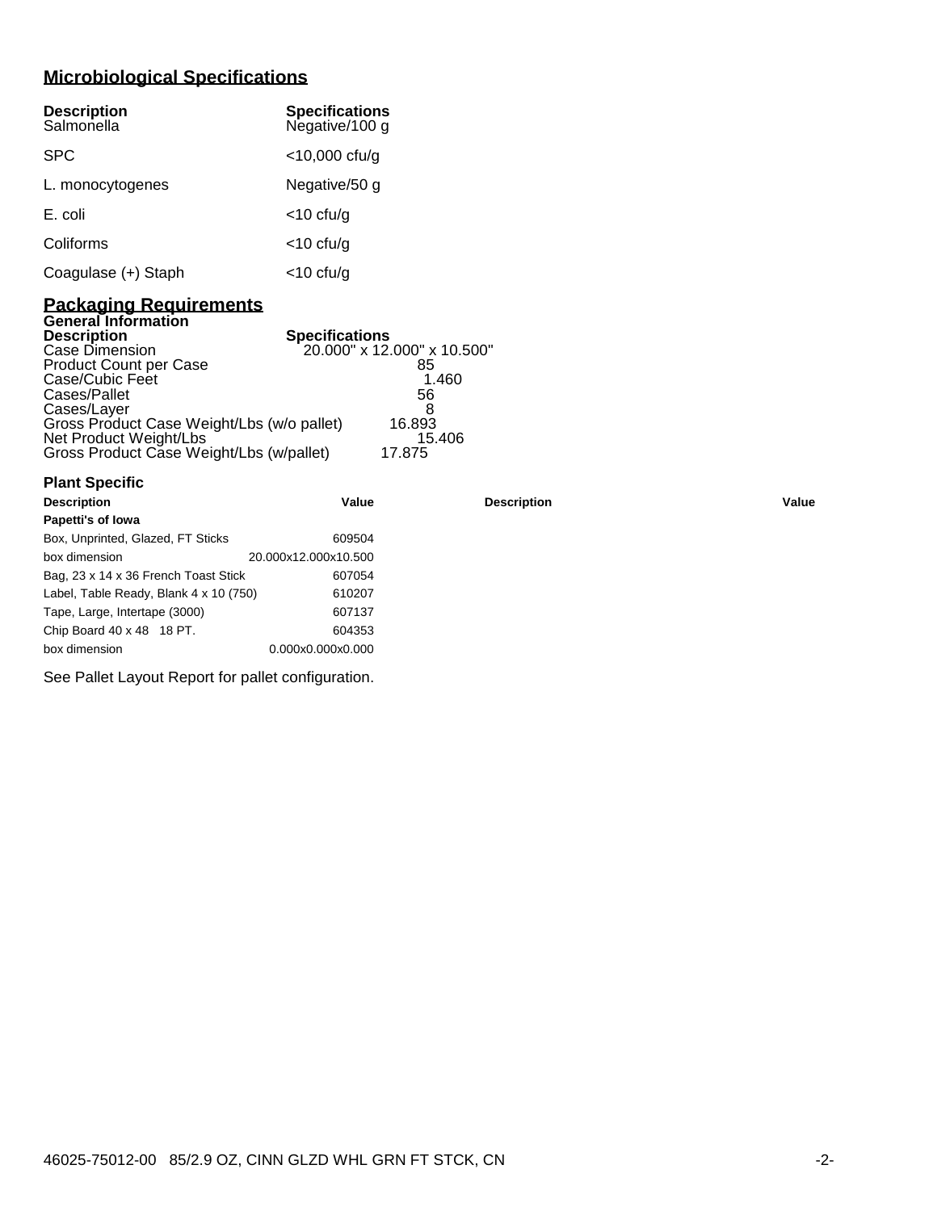## Microbiological Specifications

| Description | Specifications |
| --- | --- |
| Salmonella | Negative/100 g |
| SPC | <10,000 cfu/g |
| L. monocytogenes | Negative/50 g |
| E. coli | <10 cfu/g |
| Coliforms | <10 cfu/g |
| Coagulase (+) Staph | <10 cfu/g |

## Packaging Requirements

### General Information

| Description | Specifications |
| --- | --- |
| Case Dimension | 20.000" x 12.000" x 10.500" |
| Product Count per Case | 85 |
| Case/Cubic Feet | 1.460 |
| Cases/Pallet | 56 |
| Cases/Layer | 8 |
| Gross Product Case Weight/Lbs (w/o pallet) | 16.893 |
| Net Product Weight/Lbs | 15.406 |
| Gross Product Case Weight/Lbs (w/pallet) | 17.875 |

### Plant Specific

| Description | Value | Description | Value |
| --- | --- | --- | --- |
| **Papetti's of Iowa** | | | |
| Box, Unprinted, Glazed, FT Sticks | 609504 | | |
| box dimension | 20.000x12.000x10.500 | | |
| Bag, 23 x 14 x 36 French Toast Stick | 607054 | | |
| Label, Table Ready, Blank 4 x 10 (750) | 610207 | | |
| Tape, Large, Intertape (3000) | 607137 | | |
| Chip Board 40 x 48 18 PT. | 604353 | | |
| box dimension | 0.000x0.000x0.000 | | |

See Pallet Layout Report for pallet configuration.

46025-75012-00 85/2.9 OZ, CINN GLZD WHL GRN FT STCK, CN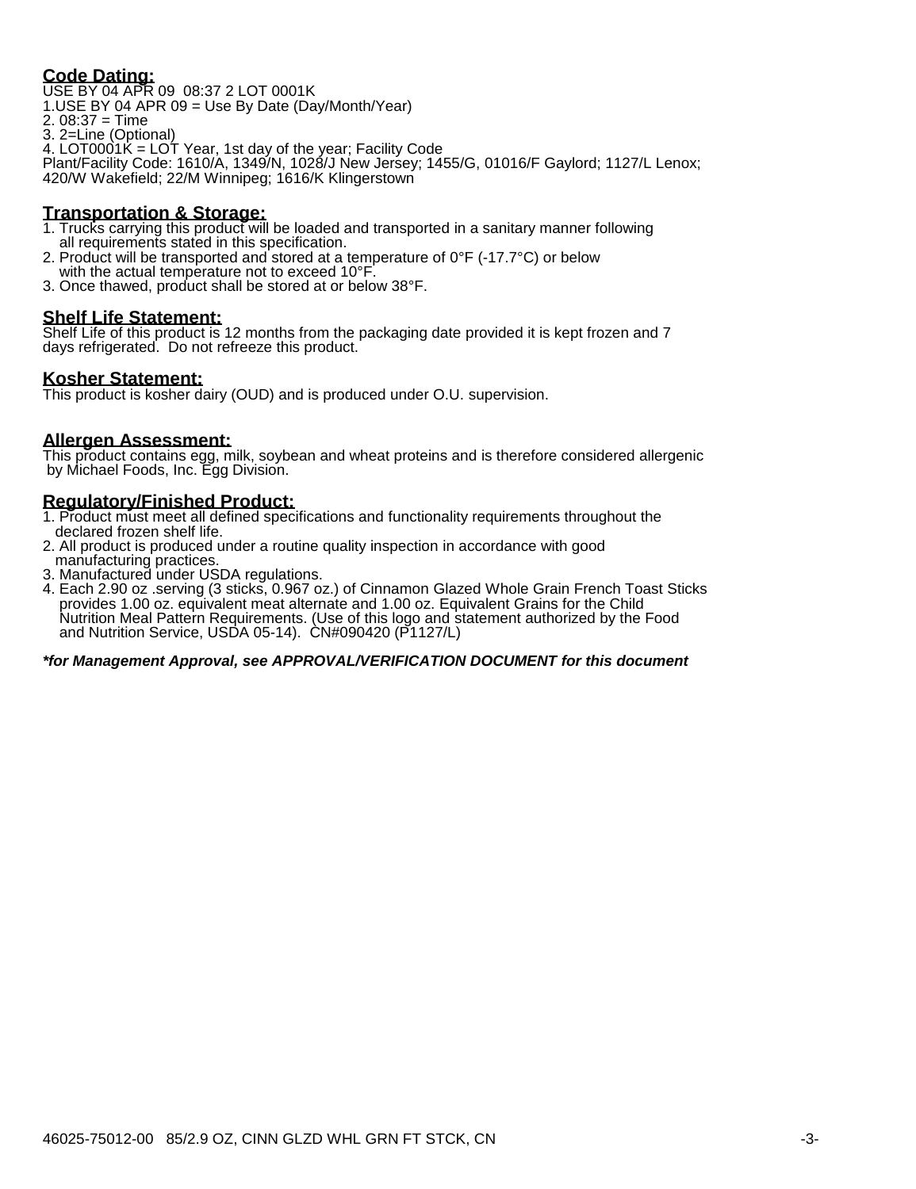## Code Dating:

USE BY 04 APR 09 08:37 2 LOT 0001K
1.USE BY 04 APR 09 = Use By Date (Day/Month/Year)
2. 08:37 = Time
3. 2=Line (Optional)
4. LOT0001K = LOT Year, 1st day of the year; Facility Code
Plant/Facility Code: 1610/A, 1349/N, 1028/J New Jersey; 1455/G, 01016/F Gaylord; 1127/L Lenox; 420/W Wakefield; 22/M Winnipeg; 1616/K Klingerstown

## Transportation & Storage:

1. Trucks carrying this product will be loaded and transported in a sanitary manner following all requirements stated in this specification.
2. Product will be transported and stored at a temperature of 0°F (-17.7°C) or below with the actual temperature not to exceed 10°F.
3. Once thawed, product shall be stored at or below 38°F.

## Shelf Life Statement:

Shelf Life of this product is 12 months from the packaging date provided it is kept frozen and 7 days refrigerated. Do not refreeze this product.

## Kosher Statement:

This product is kosher dairy (OUD) and is produced under O.U. supervision.

## Allergen Assessment:

This product contains egg, milk, soybean and wheat proteins and is therefore considered allergenic by Michael Foods, Inc. Egg Division.

## Regulatory/Finished Product:

1. Product must meet all defined specifications and functionality requirements throughout the declared frozen shelf life.
2. All product is produced under a routine quality inspection in accordance with good manufacturing practices.
3. Manufactured under USDA regulations.
4. Each 2.90 oz .serving (3 sticks, 0.967 oz.) of Cinnamon Glazed Whole Grain French Toast Sticks provides 1.00 oz. equivalent meat alternate and 1.00 oz. Equivalent Grains for the Child Nutrition Meal Pattern Requirements. (Use of this logo and statement authorized by the Food and Nutrition Service, USDA 05-14). CN#090420 (P1127/L)

***for Management Approval, see APPROVAL/VERIFICATION DOCUMENT for this document***

46025-75012-00 85/2.9 OZ, CINN GLZD WHL GRN FT STCK, CN